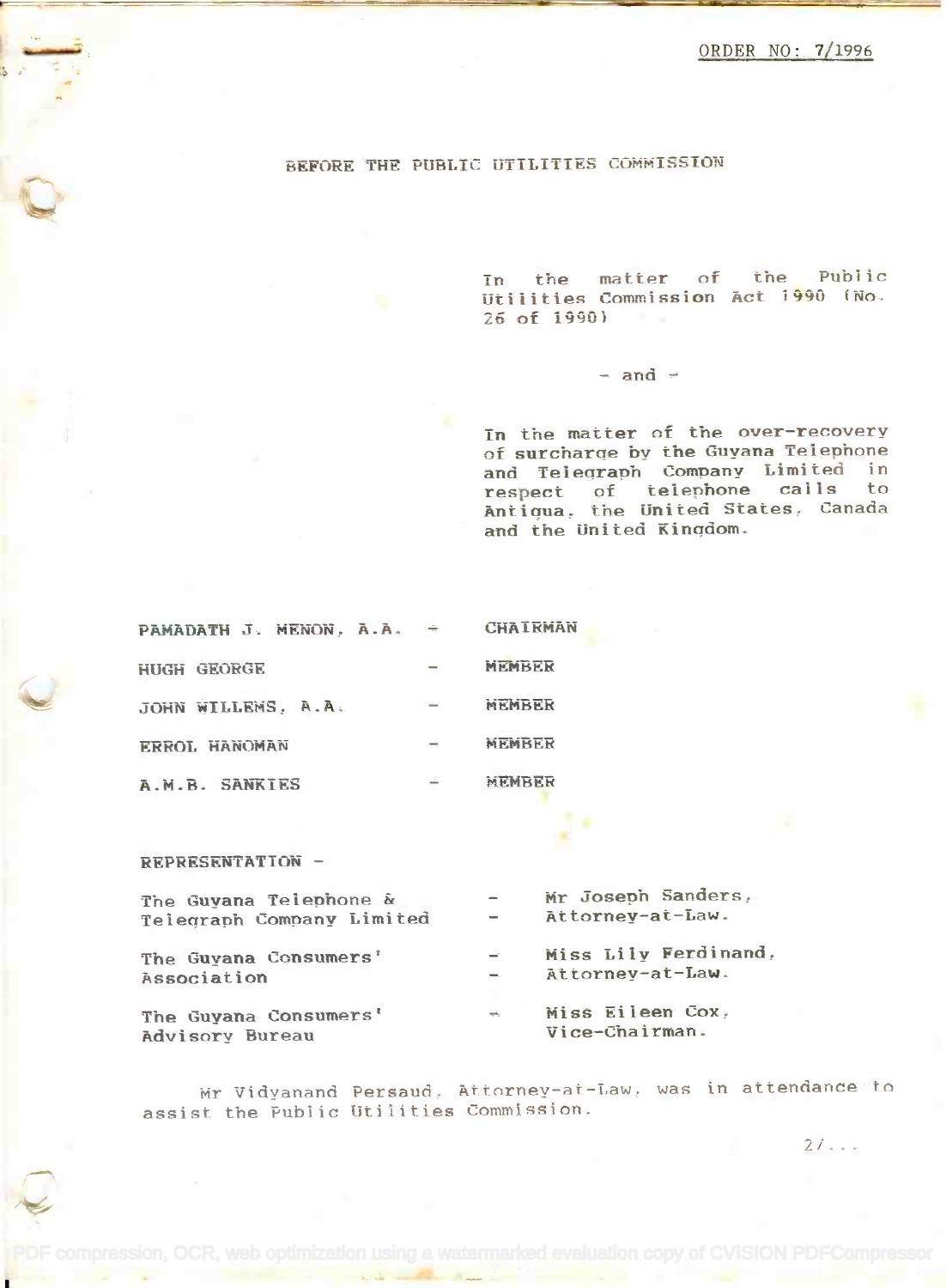ORDER NO: 7/1996

## BEFORE THE PUBLIC UTILITIES COMMISSION

In the matter of the Public Utilities Commission Act 1990 (No. 26 of 1990)

- and -

In the matter of the over-recovery of surcharge by the Guyana Telephone and Telegraph Company Limited in respect of telephone calls to Antigua, the United States, Canada and the United Kingdom.

| | | |
|---|---|---|
| PAMADATH J. MENON, A.A. | - | CHAIRMAN |
| HUGH GEORGE | - | MEMBER |
| JOHN WILLEMS, A.A. | - | MEMBER |
| ERROL HANOMAN | - | MEMBER |
| A.M.B. SANKIES | - | MEMBER |

REPRESENTATION -

| | | |
|---|---|---|
| The Guyana Telephone & Telegraph Company Limited | - | Mr Joseph Sanders, Attorney-at-Law. |
| The Guyana Consumers' Association | - | Miss Lily Ferdinand, Attorney-at-Law. |
| The Guyana Consumers' Advisory Bureau | - | Miss Eileen Cox, Vice-Chairman. |

Mr Vidyanand Persaud, Attorney-at-Law, was in attendance to assist the Public Utilities Commission.

2/...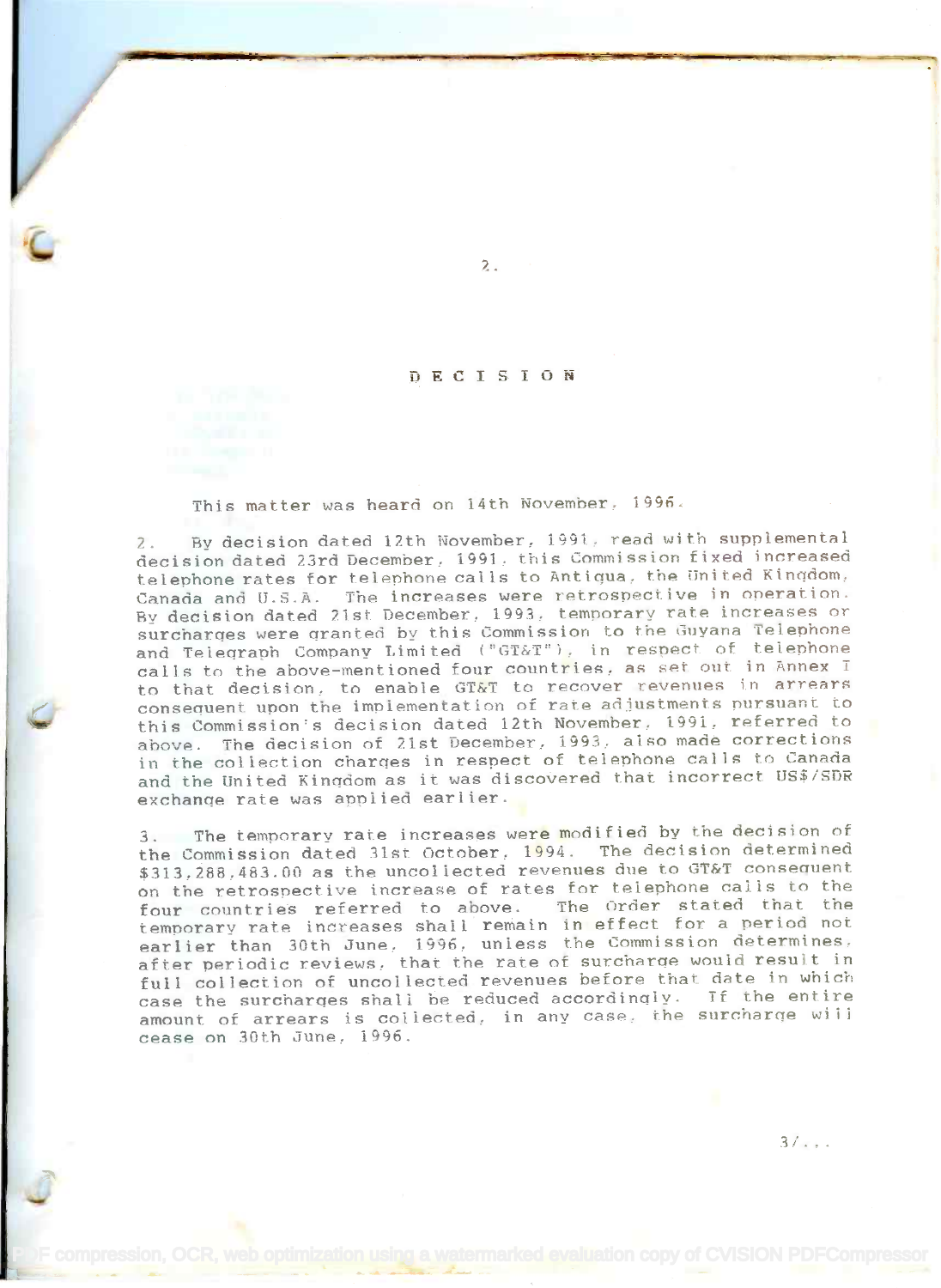# DECISION

This matter was heard on 14th November, 1996.

2. By decision dated 12th November, 1991, read with supplemental decision dated 23rd December, 1991, this Commission fixed increased telephone rates for telephone calls to Antigua, the United Kingdom, Canada and U.S.A. The increases were retrospective in operation. By decision dated 21st December, 1993, temporary rate increases or surcharges were granted by this Commission to the Guyana Telephone and Telegraph Company Limited ("GT&T"), in respect of telephone calls to the above-mentioned four countries, as set out in Annex I to that decision, to enable GT&T to recover revenues in arrears consequent upon the implementation of rate adjustments pursuant to this Commission's decision dated 12th November, 1991, referred to above. The decision of 21st December, 1993, also made corrections in the collection charges in respect of telephone calls to Canada and the United Kingdom as it was discovered that incorrect US$/SDR exchange rate was applied earlier.

3. The temporary rate increases were modified by the decision of the Commission dated 31st October, 1994. The decision determined $313,288,483.00 as the uncollected revenues due to GT&T consequent on the retrospective increase of rates for telephone calls to the four countries referred to above. The Order stated that the temporary rate increases shall remain in effect for a period not earlier than 30th June, 1996, unless the Commission determines, after periodic reviews, that the rate of surcharge would result in full collection of uncollected revenues before that date in which case the surcharges shall be reduced accordingly. If the entire amount of arrears is collected, in any case, the surcharge will cease on 30th June, 1996.

3/...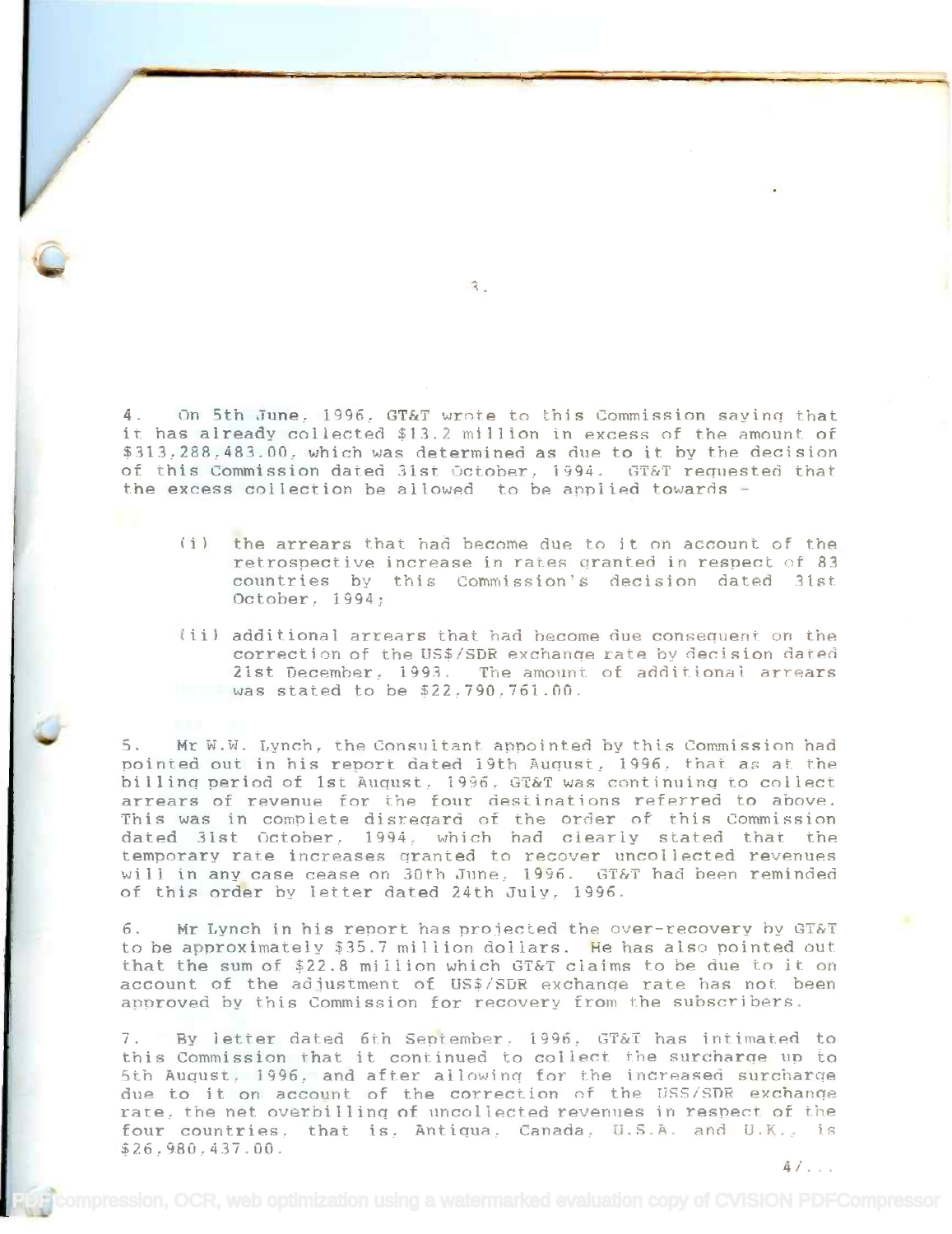4. On 5th June, 1996, GT&T wrote to this Commission saying that it has already collected $13.2 million in excess of the amount of $313,288,483.00, which was determined as due to it by the decision of this Commission dated 31st October, 1994. GT&T requested that the excess collection be allowed to be applied towards -

(i) the arrears that had become due to it on account of the retrospective increase in rates granted in respect of 83 countries by this Commission's decision dated 31st October, 1994;

(ii) additional arrears that had become due consequent on the correction of the US$/SDR exchange rate by decision dated 21st December, 1993. The amount of additional arrears was stated to be $22,790,761.00.

5. Mr W.W. Lynch, the Consultant appointed by this Commission had pointed out in his report dated 19th August, 1996, that as at the billing period of 1st August, 1996, GT&T was continuing to collect arrears of revenue for the four destinations referred to above. This was in complete disregard of the order of this Commission dated 31st October, 1994, which had clearly stated that the temporary rate increases granted to recover uncollected revenues will in any case cease on 30th June, 1996. GT&T had been reminded of this order by letter dated 24th July, 1996.

6. Mr Lynch in his report has projected the over-recovery by GT&T to be approximately $35.7 million dollars. He has also pointed out that the sum of $22.8 million which GT&T claims to be due to it on account of the adjustment of US$/SDR exchange rate has not been approved by this Commission for recovery from the subscribers.

7. By letter dated 6th September, 1996, GT&T has intimated to this Commission that it continued to collect the surcharge up to 5th August, 1996, and after allowing for the increased surcharge due to it on account of the correction of the US$/SDR exchange rate, the net overbilling of uncollected revenues in respect of the four countries, that is, Antigua, Canada, U.S.A. and U.K., is $26,980,437.00.

4/...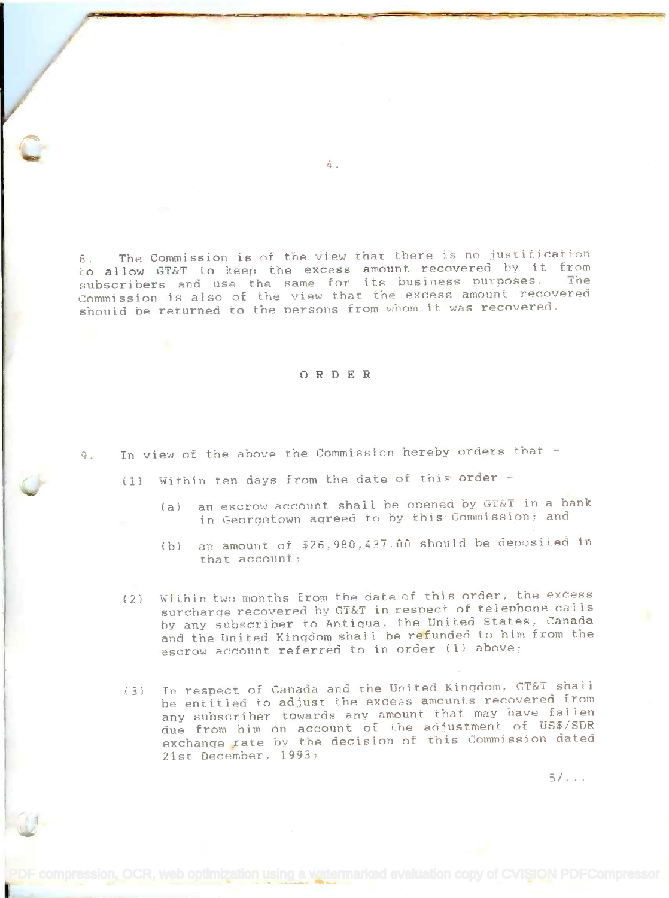8. The Commission is of the view that there is no justification to allow GT&T to keep the excess amount recovered by it from subscribers and use the same for its business purposes. The Commission is also of the view that the excess amount recovered should be returned to the persons from whom it was recovered.

## O R D E R

9. In view of the above the Commission hereby orders that -

(1) Within ten days from the date of this order -

(a) an escrow account shall be opened by GT&T in a bank in Georgetown agreed to by this Commission; and

(b) an amount of $26,980,437.00 should be deposited in that account;

(2) Within two months from the date of this order, the excess surcharge recovered by GT&T in respect of telephone calls by any subscriber to Antigua, the United States, Canada and the United Kingdom shall be refunded to him from the escrow account referred to in order (1) above;

(3) In respect of Canada and the United Kingdom, GT&T shall be entitled to adjust the excess amounts recovered from any subscriber towards any amount that may have fallen due from him on account of the adjustment of US$/SDR exchange rate by the decision of this Commission dated 21st December, 1993;

5/...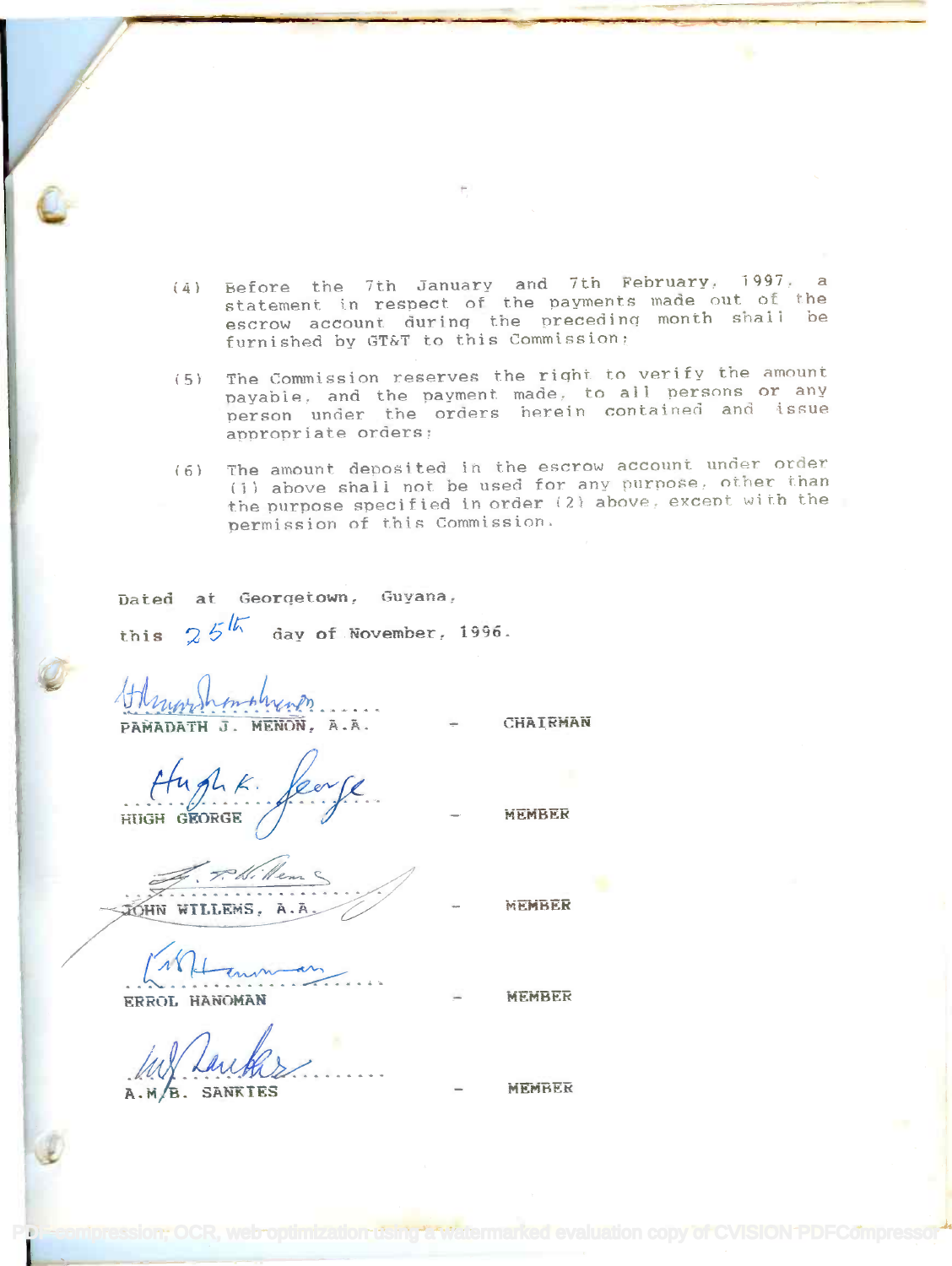(4) Before the 7th January and 7th February, 1997, a statement in respect of the payments made out of the escrow account during the preceding month shall be furnished by GT&T to this Commission;

(5) The Commission reserves the right to verify the amount payable, and the payment made, to all persons or any person under the orders herein contained and issue appropriate orders;

(6) The amount deposited in the escrow account under order (1) above shall not be used for any purpose, other than the purpose specified in order (2) above, except with the permission of this Commission.

Dated at Georgetown, Guyana,

this 25th day of November, 1996.

PAMADATH J. MENON, A.A. - CHAIRMAN

HUGH GEORGE - MEMBER

JOHN WILLEMS, A.A. - MEMBER

ERROL HANOMAN - MEMBER

A.M.B. SANKIES - MEMBER